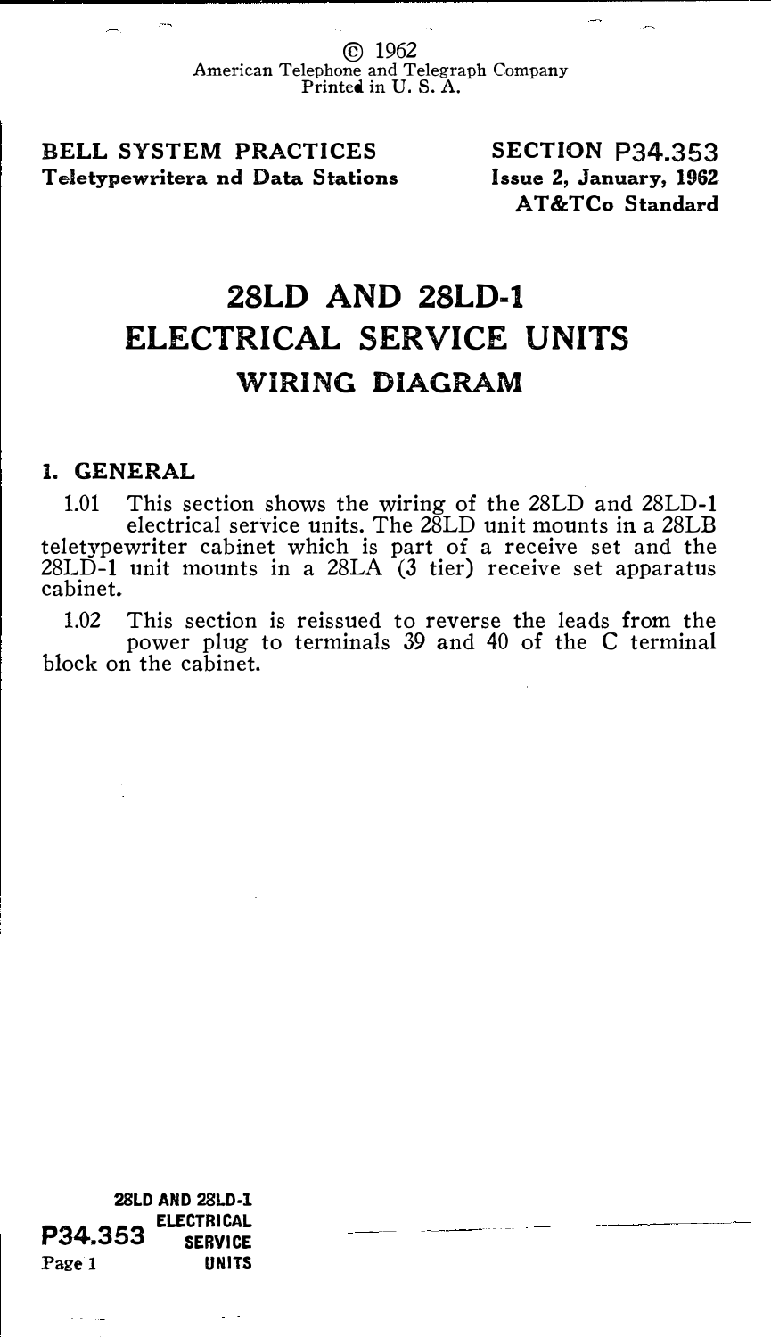© 1962
American Telephone and Telegraph Company
Printed in U. S. A.

**BELL SYSTEM PRACTICES**
**Teletypewritera nd Data Stations**

**SECTION P34.353**
**Issue 2, January, 1962**
**AT&TCo Standard**

# 28LD AND 28LD-1 ELECTRICAL SERVICE UNITS

## WIRING DIAGRAM

### 1. GENERAL

1.01 This section shows the wiring of the 28LD and 28LD-1 electrical service units. The 28LD unit mounts in a 28LB teletypewriter cabinet which is part of a receive set and the 28LD-1 unit mounts in a 28LA (3 tier) receive set apparatus cabinet.

1.02 This section is reissued to reverse the leads from the power plug to terminals 39 and 40 of the C terminal block on the cabinet.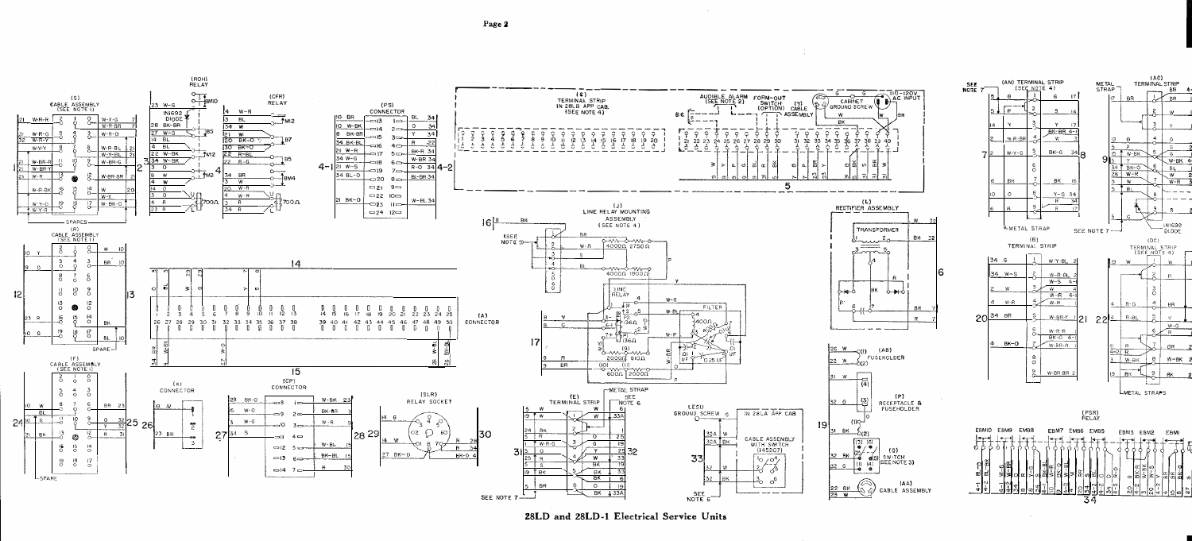# 28LD and 28LD-1 Electrical Service Units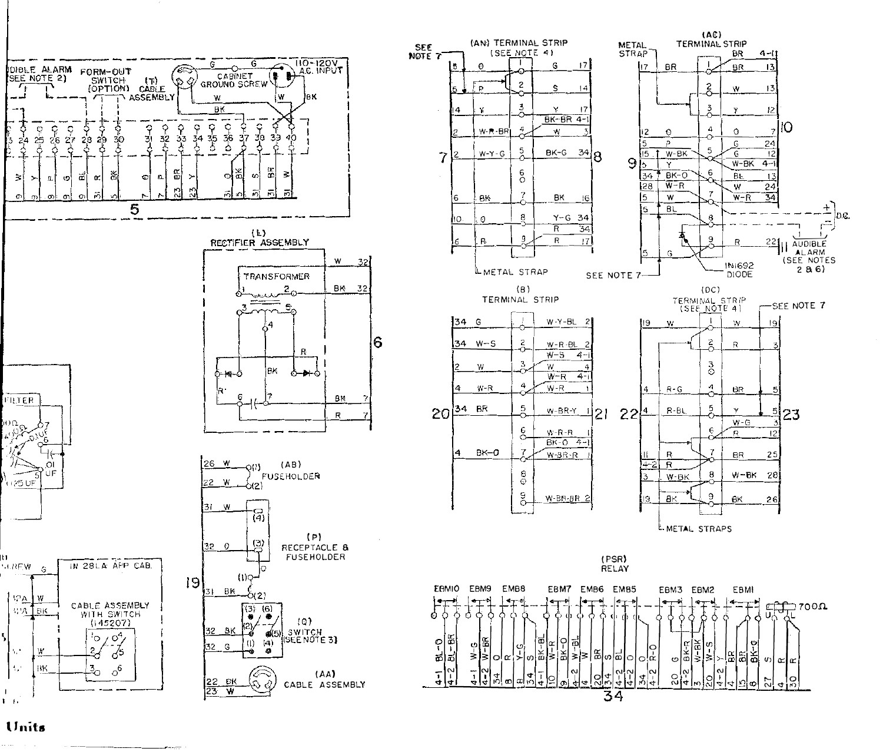AUDIBLE ALARM (SEE NOTE 2) | FORM-OUT SWITCH (OPTION) | (T) CABLE ASSEMBLY | CABINET GROUND SCREW | 110-120V A.C. INPUT

| Terminal | 24 | 25 | 26 | 27 | 28 | 29 | 30 | 31 | 32 | 33 | 34 | 35 | 36 | 37 | 38 | 39 | 40 |
|---|---|---|---|---|---|---|---|---|---|---|---|---|---|---|---|---|---|
| Color | W | Y | P | G | BL | R | BK | O | P | BR | Y | | O | BK | S | BR | W |
| To | 9 | 9 | 9 | 9 | 31 | 9 | 9 | 7 | 7 | 23 | 23 | | 31 | 5 | 31 | 31 | 31 |

5

## (L) RECTIFIER ASSEMBLY

TRANSFORMER

W 32, BK 32, BK 7, R 7

6

## (AN) TERMINAL STRIP (SEE NOTE 4)

SEE NOTE 7 — METAL STRAP

| From | Color | Term. | Color | To |
|---|---|---|---|---|
| 5 | O | 1 | G | 17 |
| 5 | P | 2 | S | 14 |
| 14 | Y | 3 | Y | 17 |
| 2 | W-R-BR | 4 | BK-BR | 4-1 |
| | | | W | 3 |
| 2 | W-Y-G | 5 | BK-G | 34 |
| | | 6 | | |
| 6 | BK | 7 | BK | 16 |
| 10 | O | 8 | Y-G | 34 |
| | | | R | 34 |
| 6 | R | 9 | R | 17 |

7 8

## (AC) TERMINAL STRIP

METAL STRAP — SEE NOTE 7

| From | Color | Term. | Color | To |
|---|---|---|---|---|
| 17 | BR | 1 | BR | 4-1 |
| | | | BR | 13 |
| | | 2 | W | 13 |
| | | 3 | Y | 12 |
| 12 | O | 4 | O | 7 |
| 5 | P | 5 | G | 24 |
| 15 | W-BK | | G | 12 |
| 5 | Y | | W-BK | 4-1 |
| 34 | BK-O | 6 | BL | 13 |
| 28 | W-R | | W | 24 |
| 5 | W | 7 | W-R | 34 |
| 5 | BL | 8 | | |
| 5 | G | 9 | R | 22 |

9 10

D.C. + – | AUDIBLE ALARM (SEE NOTES 2 & 6) | IN1692 DIODE

## (B) TERMINAL STRIP

| From | Color | Term. | Color | To |
|---|---|---|---|---|
| 34 | G | 1 | W-Y-BL | 2 |
| 34 | W-S | 2 | W-R-BL | 2 |
| 2 | W | 3 | W-S | 4-1 |
| | | | W | 4 |
| 4 | W-R | 4 | W-R | 4-1 |
| | | | W-R | 1 |
| 34 | BR | 5 | W-BR-Y | 1 |
| | | 6 | W-R-R | 1 |
| | | | BK-O | 4-1 |
| 4 | BK-O | 7 | W-BR-R | 1 |
| | | 8 | | |
| | | 9 | W-BR-BR | 2 |

20 21

## (DC) TERMINAL STRIP (SEE NOTE 4)

SEE NOTE 7 — METAL STRAPS

| From | Color | Term. | Color | To |
|---|---|---|---|---|
| 19 | W | 1 | W | 19 |
| | | 2 | R | 3 |
| | | 3 | | |
| 4 | R-G | 4 | BR | 5 |
| 4 | R-BL | 5 | Y | 5 |
| | | 6 | W-G | 3 |
| | | | R | 12 |
| 11 | R | 7 | BR | 25 |
| 4-2 | R | | | |
| 3 | W-BK | 8 | W-BK | 28 |
| 19 | BK | 9 | BK | 26 |

22 23

FILTER — .01UF, .01 UF, .125 UF

SCREW G | IN 28LA APP CAB. | CABLE ASSEMBLY WITH SWITCH (145207) | W, BK

## (AB) FUSEHOLDER

26 W (1), 22 W (2)

## (P) RECEPTACLE & FUSEHOLDER

31 W (4), 32 O (3), 31 BK (1) (2)

19

## (Q) SWITCH (SEE NOTE 3)

32 BK, 32 G — (1) (2) (3) (4) (5) (6)

## (AA) CABLE ASSEMBLY

22 BK, 23 W

## (PSR) RELAY

EBM10, EBM9, EMB8, EBM7, EMB6, EMB5, EBM3, EBM2, EBM1 — 700Ω

| 4-1 | 4-2 | 4-1 | 4-2 | 34 | 8 | 8 | 34 | 10 | 9 | 4 | 4 | 20 | 5 | 3 | 4-2 | 34 | 4-2 | 20 | 4-2 | 3 | 20 | 4-2 | 4 | 15 | 8 | 27 | 4 | 30 |
|---|---|---|---|---|---|---|---|---|---|---|---|---|---|---|---|---|---|---|---|---|---|---|---|---|---|---|---|---|
| BL-O | BL-BR | W-G | W-BR | O | BR | Y-G | S | BK-BL | W-R | BK-O | W-BL | W | BR | BL | O | O | R-O | G | BK-R | W-BK | W-S | Y | BR | BR | BK-G | S | R | R |

34

**Units**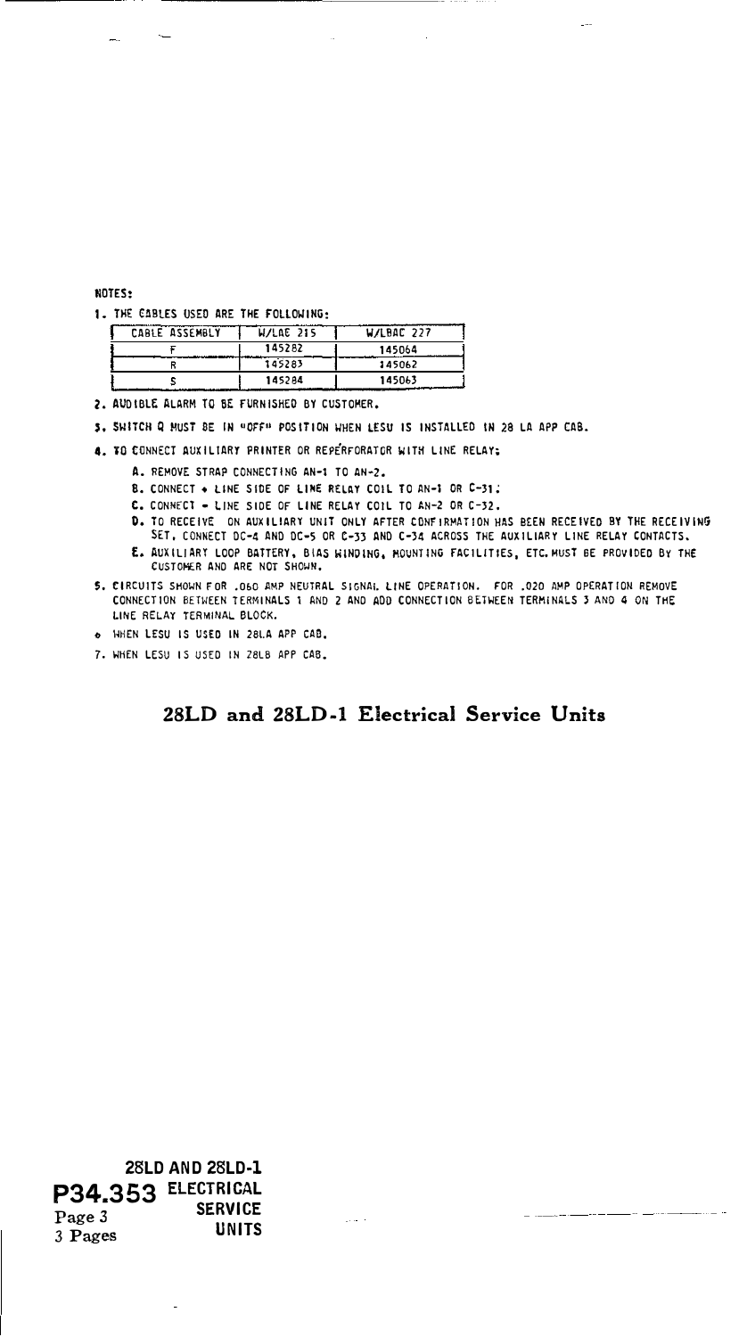NOTES:

1. THE CABLES USED ARE THE FOLLOWING:

| CABLE ASSEMBLY | W/LAE 215 | W/LBAC 227 |
|---|---|---|
| F | 145282 | 145064 |
| R | 145283 | 145062 |
| S | 145284 | 145063 |

2. AUDIBLE ALARM TO BE FURNISHED BY CUSTOMER.

3. SWITCH Q MUST BE IN "OFF" POSITION WHEN LESU IS INSTALLED IN 28 LA APP CAB.

4. TO CONNECT AUXILIARY PRINTER OR REPERFORATOR WITH LINE RELAY:

    A. REMOVE STRAP CONNECTING AN-1 TO AN-2.

    B. CONNECT + LINE SIDE OF LINE RELAY COIL TO AN-1 OR C-31.

    C. CONNECT - LINE SIDE OF LINE RELAY COIL TO AN-2 OR C-32.

    D. TO RECEIVE ON AUXILIARY UNIT ONLY AFTER CONFIRMATION HAS BEEN RECEIVED BY THE RECEIVING SET, CONNECT DC-4 AND DC-5 OR C-33 AND C-34 ACROSS THE AUXILIARY LINE RELAY CONTACTS.

    E. AUXILIARY LOOP BATTERY, BIAS WINDING, MOUNTING FACILITIES, ETC. MUST BE PROVIDED BY THE CUSTOMER AND ARE NOT SHOWN.

5. CIRCUITS SHOWN FOR .060 AMP NEUTRAL SIGNAL LINE OPERATION. FOR .020 AMP OPERATION REMOVE CONNECTION BETWEEN TERMINALS 1 AND 2 AND ADD CONNECTION BETWEEN TERMINALS 3 AND 4 ON THE LINE RELAY TERMINAL BLOCK.

6. WHEN LESU IS USED IN 28LA APP CAB.

7. WHEN LESU IS USED IN 28LB APP CAB.

## 28LD and 28LD-1 Electrical Service Units

**28LD AND 28LD-1 ELECTRICAL SERVICE UNITS**

**P34.353**